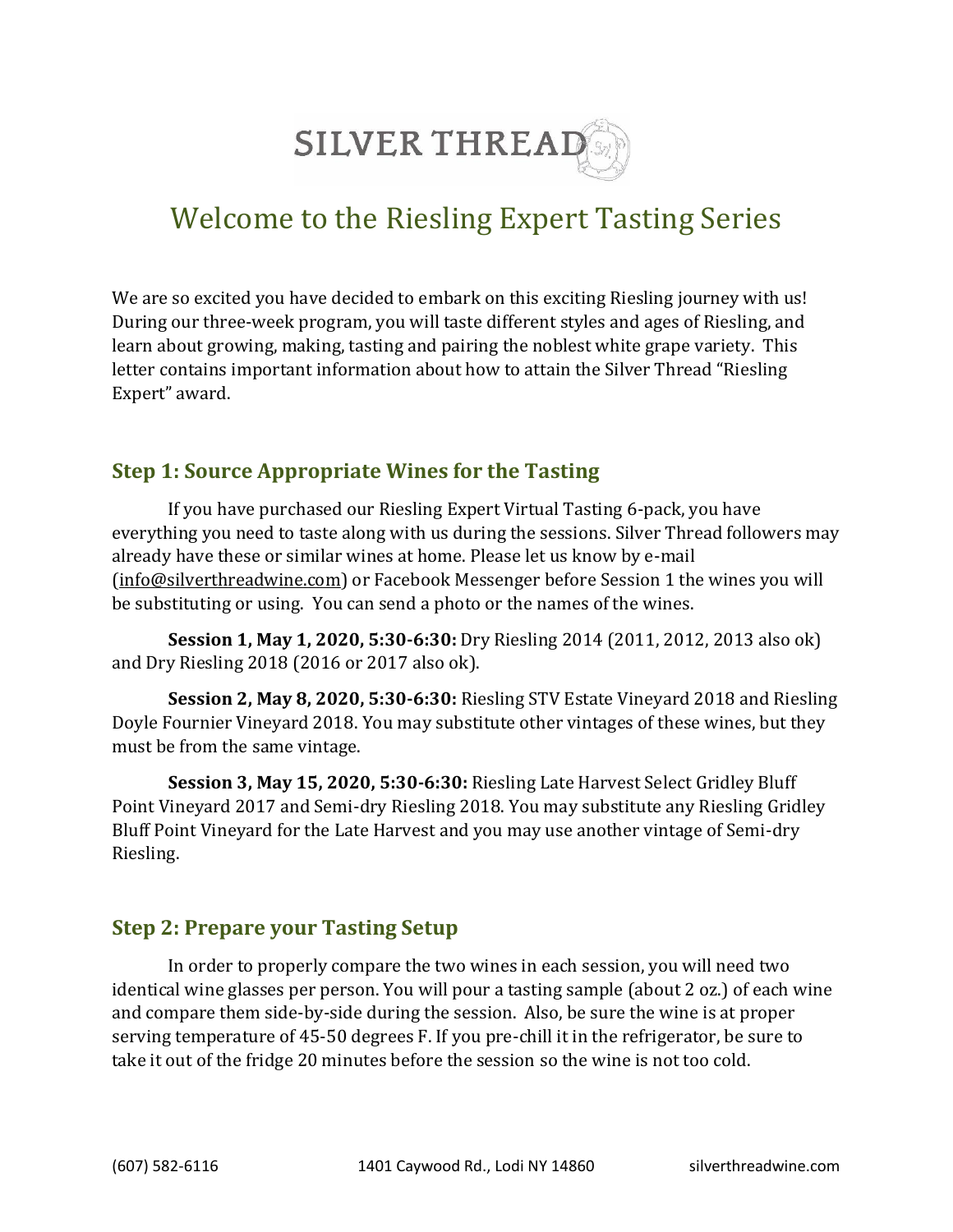# SILVER THREAD

## Welcome to the Riesling Expert Tasting Series

We are so excited you have decided to embark on this exciting Riesling journey with us! During our three-week program, you will taste different styles and ages of Riesling, and learn about growing, making, tasting and pairing the noblest white grape variety. This letter contains important information about how to attain the Silver Thread "Riesling Expert" award.

### Step 1: Source Appropriate Wines for the Tasting

If you have purchased our Riesling Expert Virtual Tasting 6-pack, you have everything you need to taste along with us during the sessions. Silver Thread followers may already have these or similar wines at home. Please let us know by e-mail (info@silverthreadwine.com) or Facebook Messenger before Session 1 the wines you will be substituting or using. You can send a photo or the names of the wines.

**Session 1, May 1, 2020, 5:30-6:30:** Dry Riesling 2014 (2011, 2012, 2013 also ok) and Dry Riesling 2018 (2016 or 2017 also ok).

**Session 2, May 8, 2020, 5:30-6:30:** Riesling STV Estate Vineyard 2018 and Riesling Doyle Fournier Vineyard 2018. You may substitute other vintages of these wines, but they must be from the same vintage.

**Session 3, May 15, 2020, 5:30-6:30:** Riesling Late Harvest Select Gridley Bluff Point Vineyard 2017 and Semi-dry Riesling 2018. You may substitute any Riesling Gridley Bluff Point Vineyard for the Late Harvest and you may use another vintage of Semi-dry Riesling.

### Step 2: Prepare your Tasting Setup

In order to properly compare the two wines in each session, you will need two identical wine glasses per person. You will pour a tasting sample (about 2 oz.) of each wine and compare them side-by-side during the session. Also, be sure the wine is at proper serving temperature of 45-50 degrees F. If you pre-chill it in the refrigerator, be sure to take it out of the fridge 20 minutes before the session so the wine is not too cold.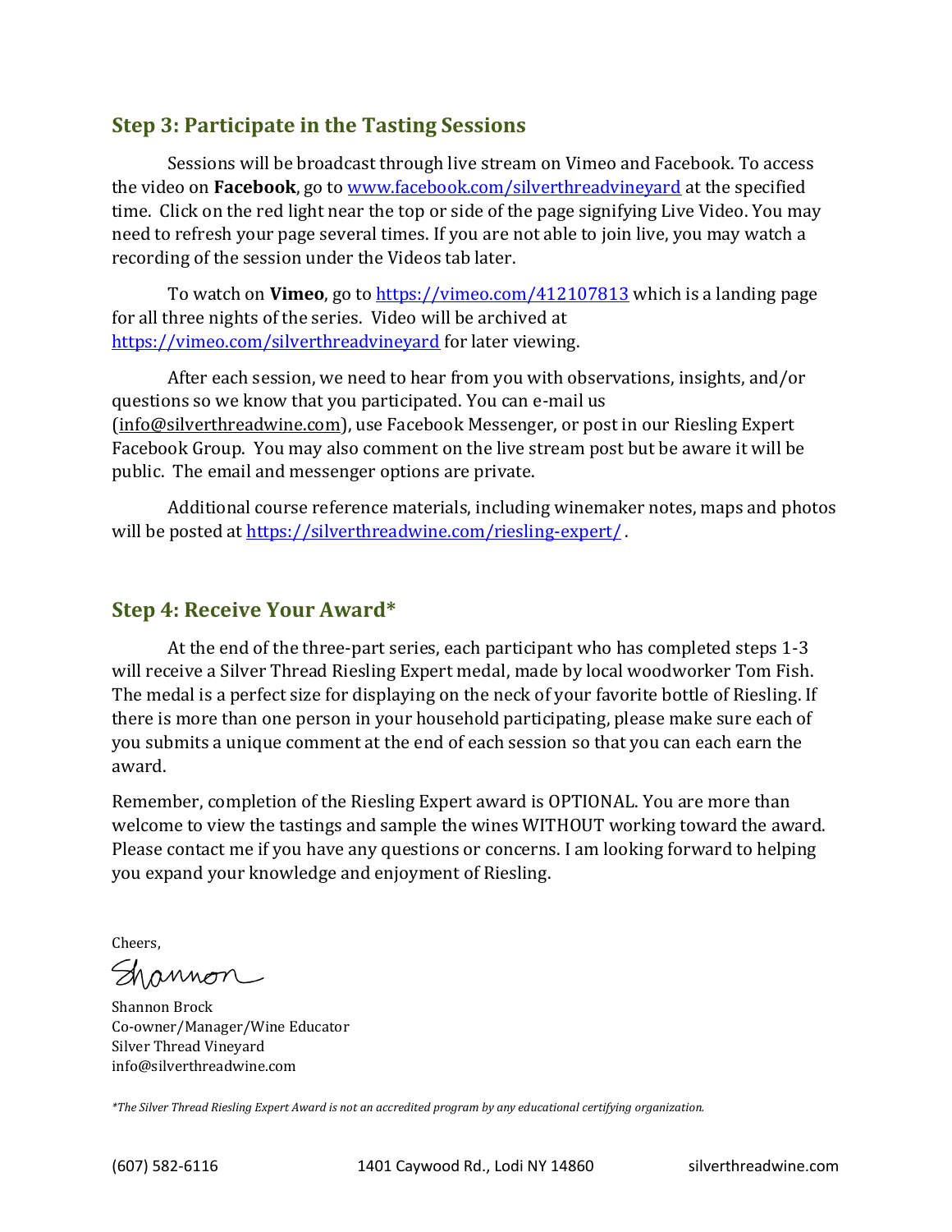## Step 3: Participate in the Tasting Sessions

Sessions will be broadcast through live stream on Vimeo and Facebook. To access the video on **Facebook**, go to www.facebook.com/silverthreadvineyard at the specified time. Click on the red light near the top or side of the page signifying Live Video. You may need to refresh your page several times. If you are not able to join live, you may watch a recording of the session under the Videos tab later.

To watch on **Vimeo**, go to https://vimeo.com/412107813 which is a landing page for all three nights of the series. Video will be archived at https://vimeo.com/silverthreadvineyard for later viewing.

After each session, we need to hear from you with observations, insights, and/or questions so we know that you participated. You can e-mail us (info@silverthreadwine.com), use Facebook Messenger, or post in our Riesling Expert Facebook Group. You may also comment on the live stream post but be aware it will be public. The email and messenger options are private.

Additional course reference materials, including winemaker notes, maps and photos will be posted at https://silverthreadwine.com/riesling-expert/ .

## Step 4: Receive Your Award*

At the end of the three-part series, each participant who has completed steps 1-3 will receive a Silver Thread Riesling Expert medal, made by local woodworker Tom Fish. The medal is a perfect size for displaying on the neck of your favorite bottle of Riesling. If there is more than one person in your household participating, please make sure each of you submits a unique comment at the end of each session so that you can each earn the award.

Remember, completion of the Riesling Expert award is OPTIONAL. You are more than welcome to view the tastings and sample the wines WITHOUT working toward the award. Please contact me if you have any questions or concerns. I am looking forward to helping you expand your knowledge and enjoyment of Riesling.

Cheers,

Shannon

Shannon Brock
Co-owner/Manager/Wine Educator
Silver Thread Vineyard
info@silverthreadwine.com

*\*The Silver Thread Riesling Expert Award is not an accredited program by any educational certifying organization.*

(607) 582-6116 1401 Caywood Rd., Lodi NY 14860 silverthreadwine.com